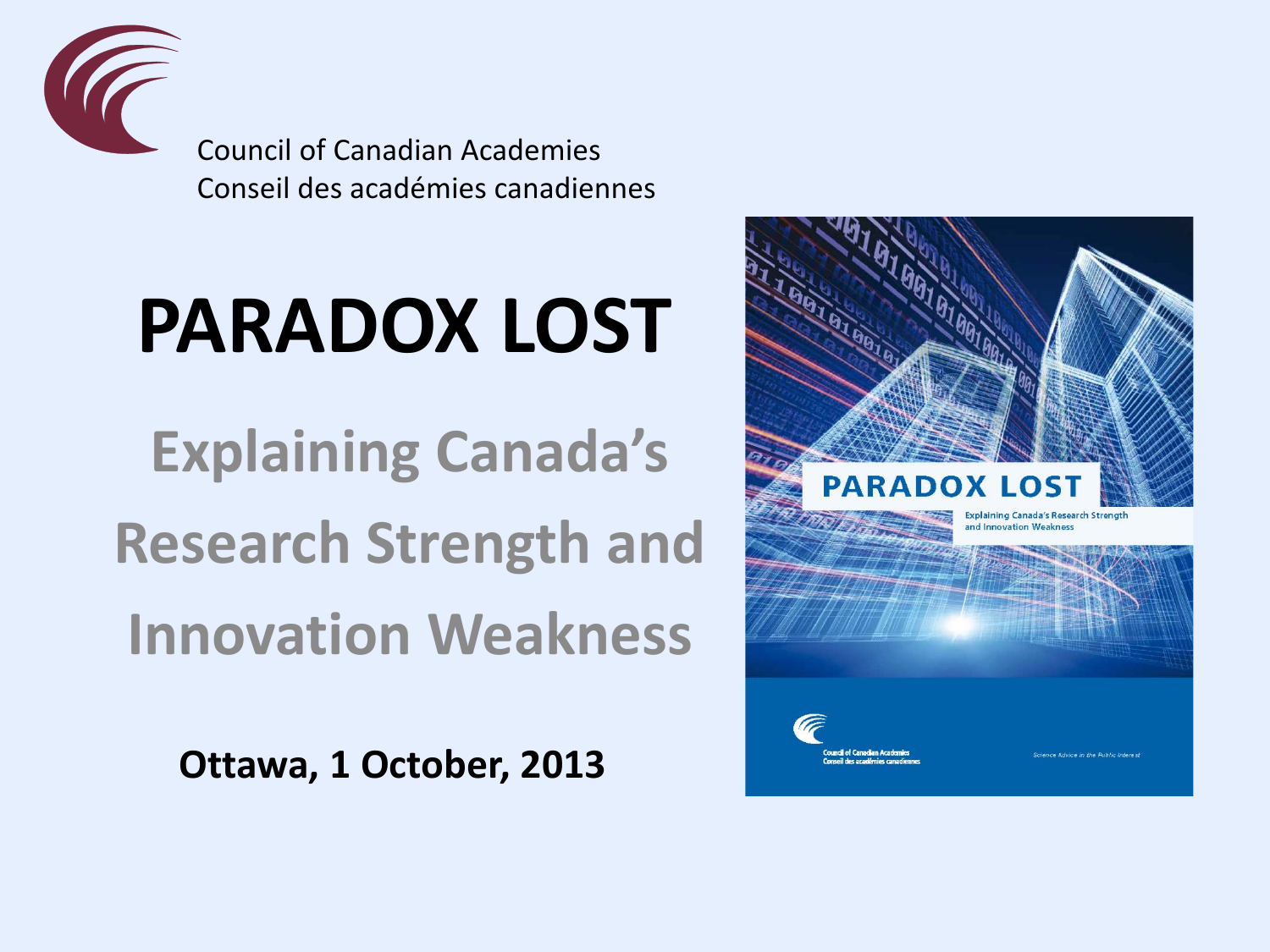Council of Canadian Academies
Conseil des académies canadiennes

# PARADOX LOST

## Explaining Canada's Research Strength and Innovation Weakness

**Ottawa, 1 October, 2013**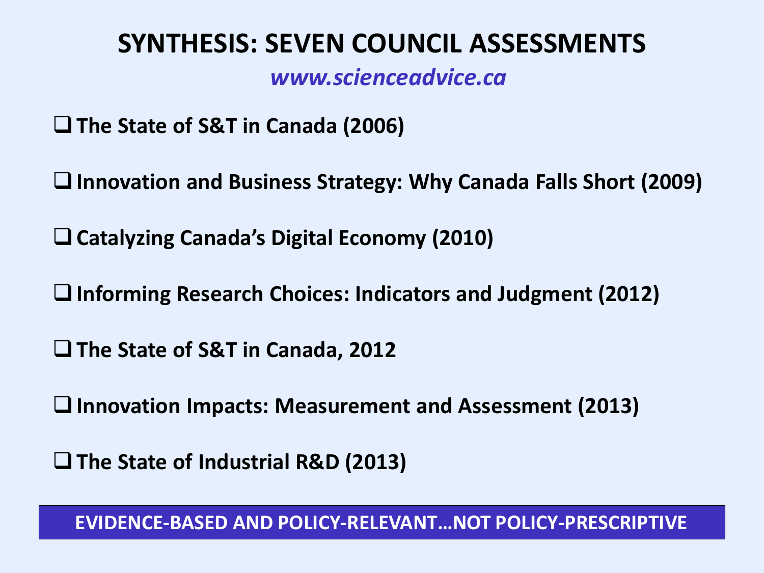# SYNTHESIS: SEVEN COUNCIL ASSESSMENTS

*www.scienceadvice.ca*

- **The State of S&T in Canada (2006)**
- **Innovation and Business Strategy: Why Canada Falls Short (2009)**
- **Catalyzing Canada's Digital Economy (2010)**
- **Informing Research Choices: Indicators and Judgment (2012)**
- **The State of S&T in Canada, 2012**
- **Innovation Impacts: Measurement and Assessment (2013)**
- **The State of Industrial R&D (2013)**

**EVIDENCE-BASED AND POLICY-RELEVANT…NOT POLICY-PRESCRIPTIVE**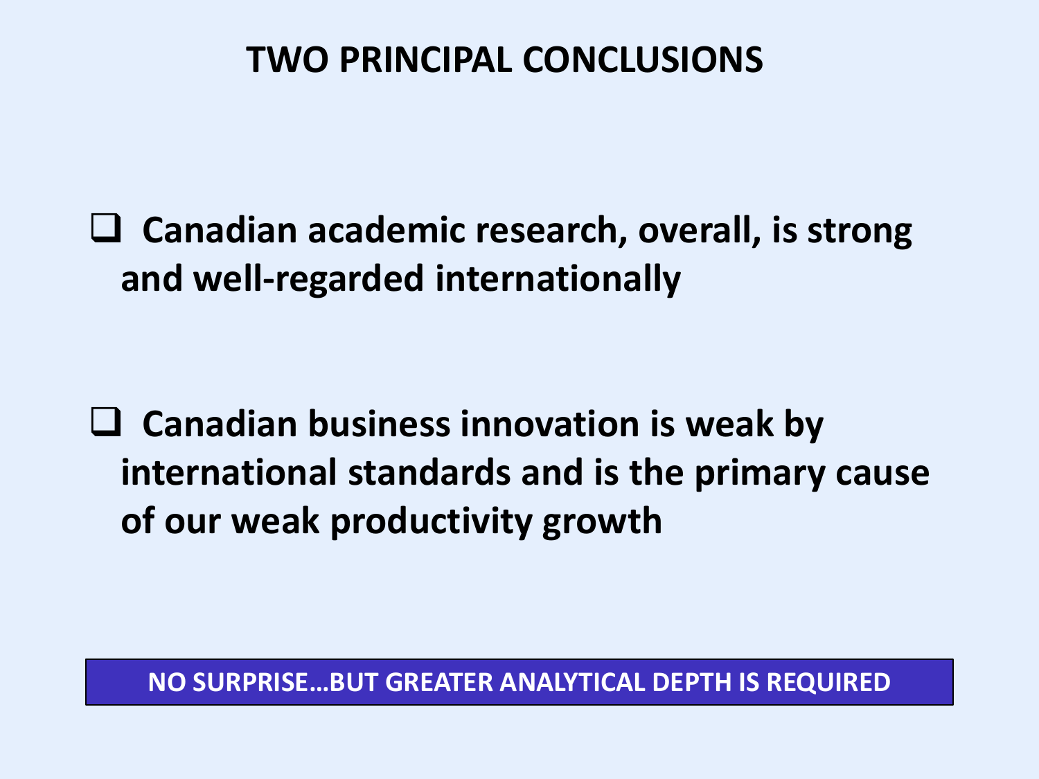# TWO PRINCIPAL CONCLUSIONS

- **Canadian academic research, overall, is strong and well-regarded internationally**

- **Canadian business innovation is weak by international standards and is the primary cause of our weak productivity growth**

**NO SURPRISE…BUT GREATER ANALYTICAL DEPTH IS REQUIRED**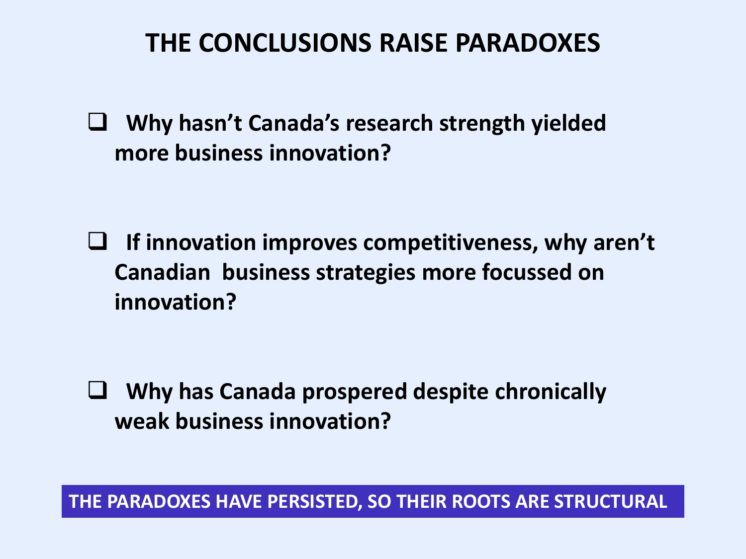# THE CONCLUSIONS RAISE PARADOXES

- **Why hasn't Canada's research strength yielded more business innovation?**

- **If innovation improves competitiveness, why aren't Canadian business strategies more focussed on innovation?**

- **Why has Canada prospered despite chronically weak business innovation?**

**THE PARADOXES HAVE PERSISTED, SO THEIR ROOTS ARE STRUCTURAL**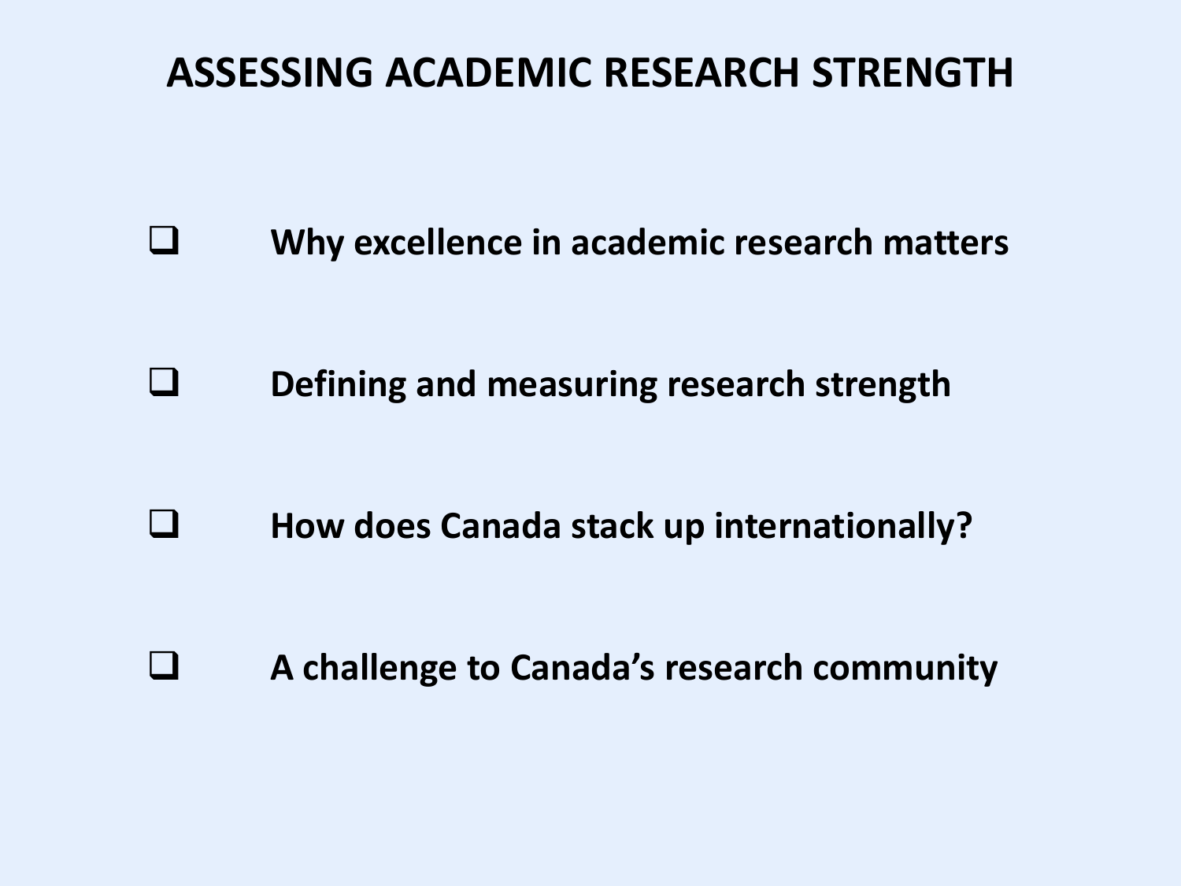# ASSESSING ACADEMIC RESEARCH STRENGTH

- Why excellence in academic research matters
- Defining and measuring research strength
- How does Canada stack up internationally?
- A challenge to Canada's research community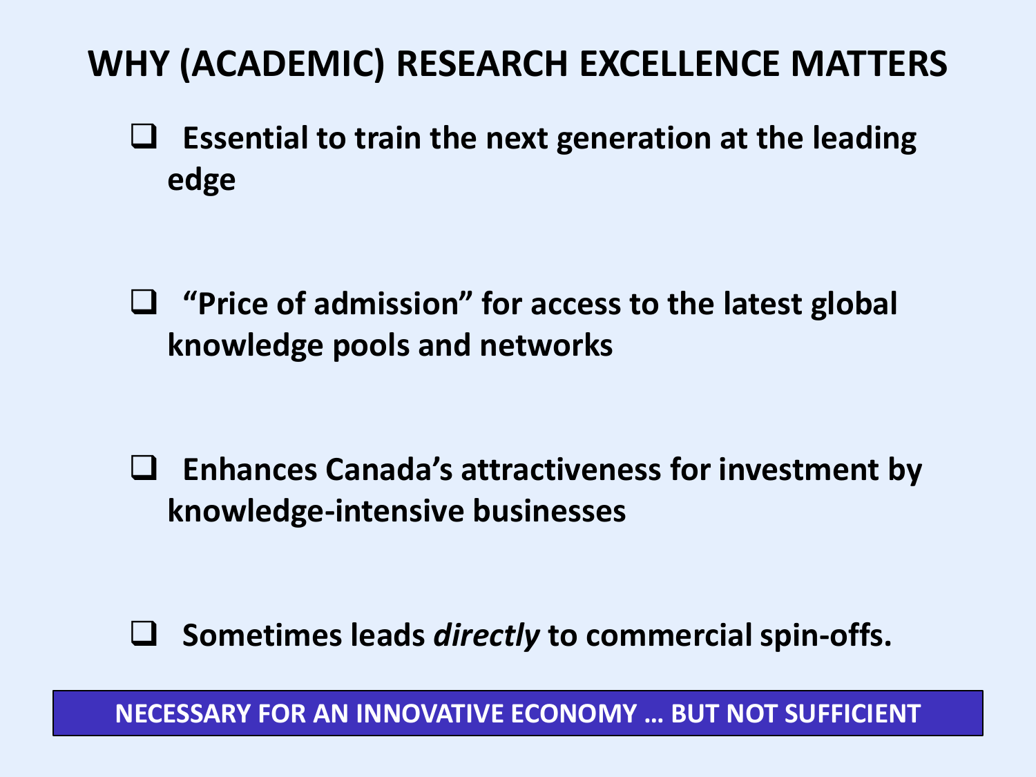# WHY (ACADEMIC) RESEARCH EXCELLENCE MATTERS

- **Essential to train the next generation at the leading edge**
- **“Price of admission” for access to the latest global knowledge pools and networks**
- **Enhances Canada’s attractiveness for investment by knowledge-intensive businesses**
- **Sometimes leads *directly* to commercial spin-offs.**

**NECESSARY FOR AN INNOVATIVE ECONOMY … BUT NOT SUFFICIENT**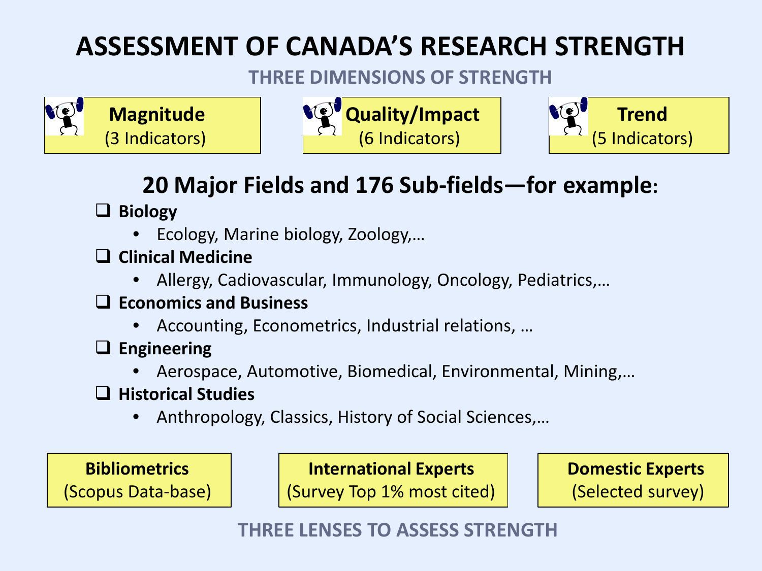# ASSESSMENT OF CANADA'S RESEARCH STRENGTH

## THREE DIMENSIONS OF STRENGTH

**Magnitude**
(3 Indicators)

**Quality/Impact**
(6 Indicators)

**Trend**
(5 Indicators)

## 20 Major Fields and 176 Sub-fields—for example:

- **Biology**
  - Ecology, Marine biology, Zoology,…
- **Clinical Medicine**
  - Allergy, Cadiovascular, Immunology, Oncology, Pediatrics,…
- **Economics and Business**
  - Accounting, Econometrics, Industrial relations, …
- **Engineering**
  - Aerospace, Automotive, Biomedical, Environmental, Mining,…
- **Historical Studies**
  - Anthropology, Classics, History of Social Sciences,…

**Bibliometrics**
(Scopus Data-base)

**International Experts**
(Survey Top 1% most cited)

**Domestic Experts**
(Selected survey)

## THREE LENSES TO ASSESS STRENGTH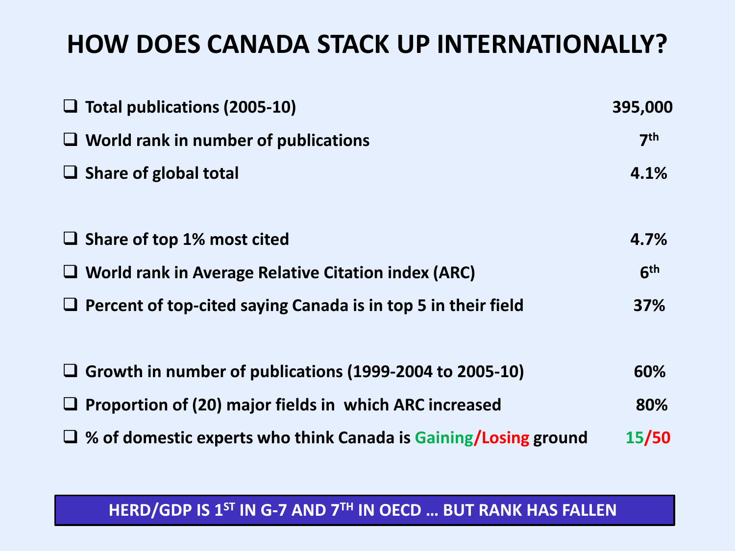# HOW DOES CANADA STACK UP INTERNATIONALLY?

| | |
|---|---|
| Total publications (2005-10) | 395,000 |
| World rank in number of publications | 7th |
| Share of global total | 4.1% |
| | |
| Share of top 1% most cited | 4.7% |
| World rank in Average Relative Citation index (ARC) | 6th |
| Percent of top-cited saying Canada is in top 5 in their field | 37% |
| | |
| Growth in number of publications (1999-2004 to 2005-10) | 60% |
| Proportion of (20) major fields in which ARC increased | 80% |
| % of domestic experts who think Canada is Gaining/Losing ground | 15/50 |

**HERD/GDP IS 1ST IN G-7 AND 7TH IN OECD … BUT RANK HAS FALLEN**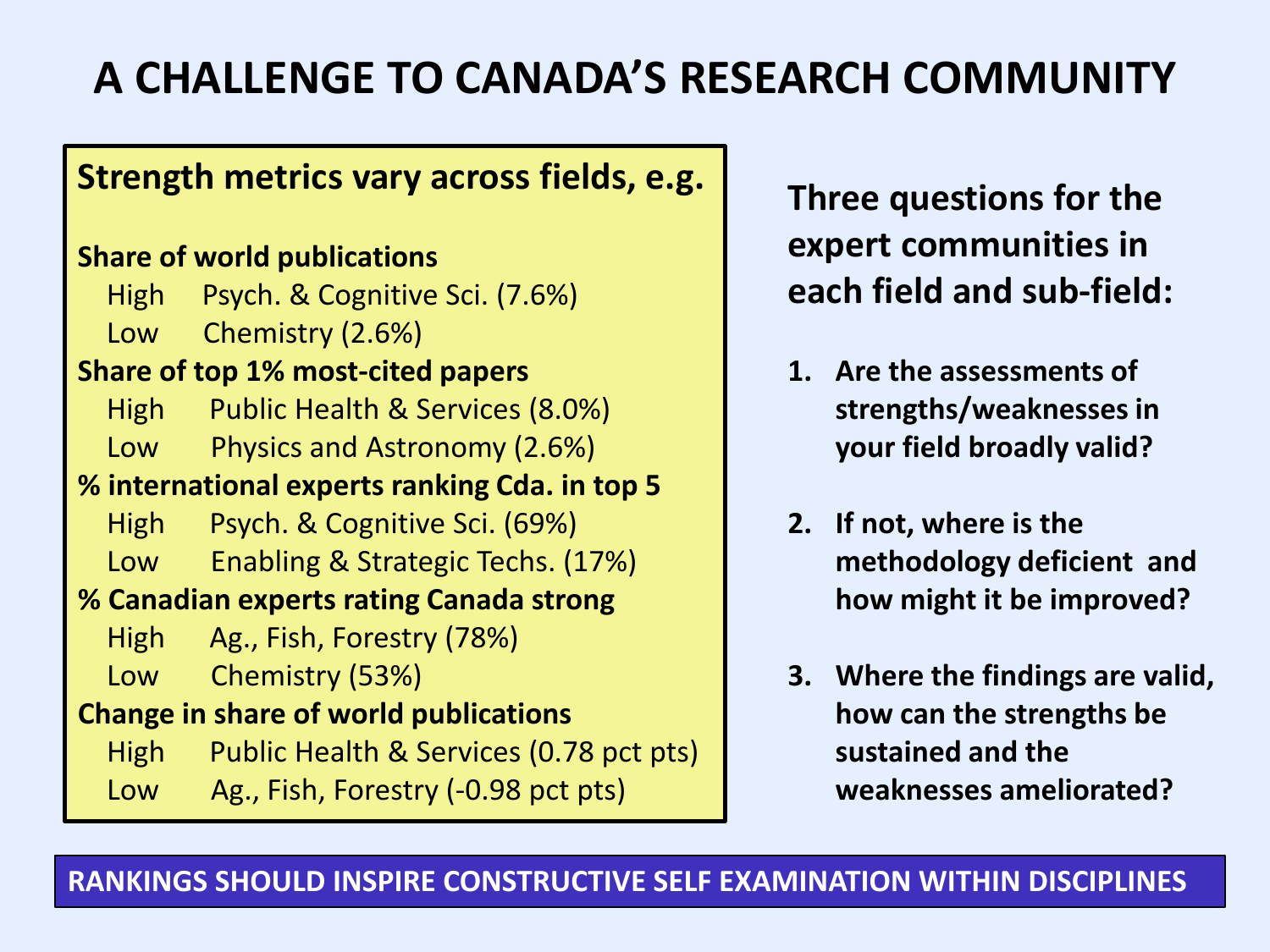# A CHALLENGE TO CANADA'S RESEARCH COMMUNITY

## Strength metrics vary across fields, e.g.

**Share of world publications**

- High — Psych. & Cognitive Sci. (7.6%)
- Low — Chemistry (2.6%)

**Share of top 1% most-cited papers**

- High — Public Health & Services (8.0%)
- Low — Physics and Astronomy (2.6%)

**% international experts ranking Cda. in top 5**

- High — Psych. & Cognitive Sci. (69%)
- Low — Enabling & Strategic Techs. (17%)

**% Canadian experts rating Canada strong**

- High — Ag., Fish, Forestry (78%)
- Low — Chemistry (53%)

**Change in share of world publications**

- High — Public Health & Services (0.78 pct pts)
- Low — Ag., Fish, Forestry (-0.98 pct pts)

## Three questions for the expert communities in each field and sub-field:

1. **Are the assessments of strengths/weaknesses in your field broadly valid?**
2. **If not, where is the methodology deficient and how might it be improved?**
3. **Where the findings are valid, how can the strengths be sustained and the weaknesses ameliorated?**

**RANKINGS SHOULD INSPIRE CONSTRUCTIVE SELF EXAMINATION WITHIN DISCIPLINES**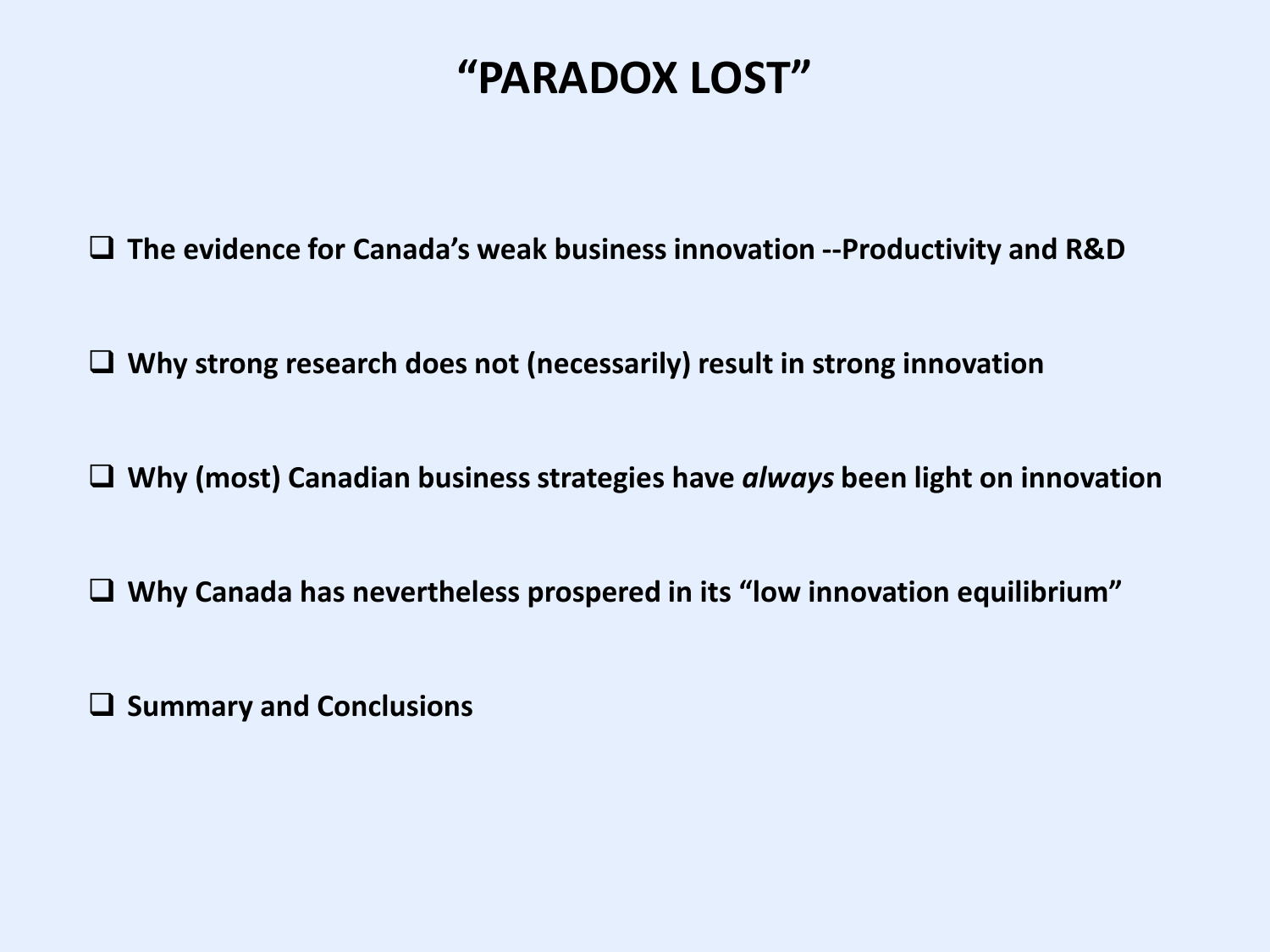# "PARADOX LOST"

- **The evidence for Canada's weak business innovation --Productivity and R&D**
- **Why strong research does not (necessarily) result in strong innovation**
- **Why (most) Canadian business strategies have *always* been light on innovation**
- **Why Canada has nevertheless prospered in its "low innovation equilibrium"**
- **Summary and Conclusions**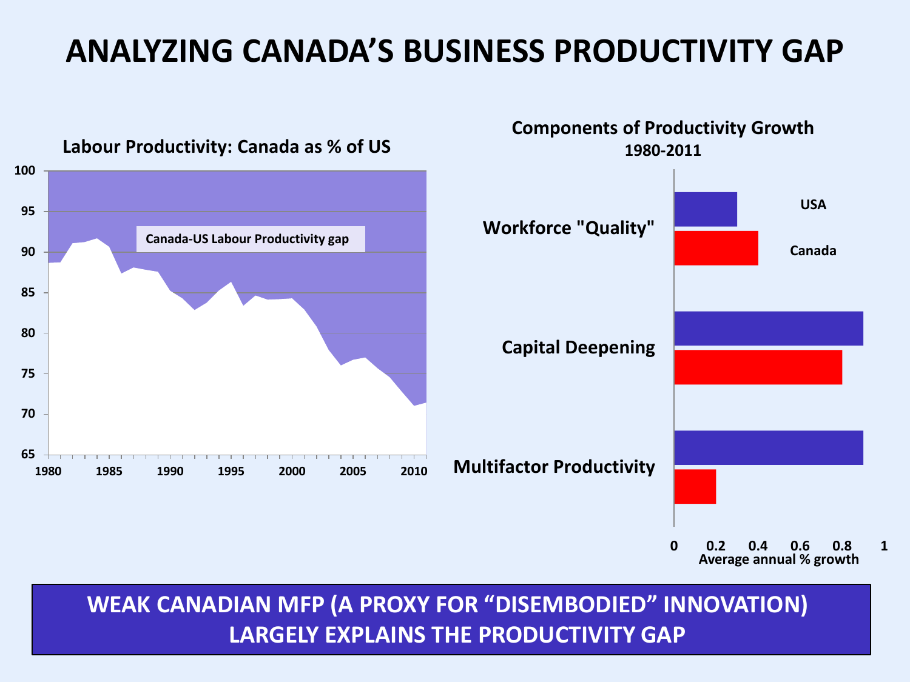# ANALYZING CANADA'S BUSINESS PRODUCTIVITY GAP

**Labour Productivity: Canada as % of US**

Canada-US Labour Productivity gap

**Components of Productivity Growth 1980-2011**

Workforce "Quality"

Capital Deepening

Multifactor Productivity

USA

Canada

Average annual % growth

**WEAK CANADIAN MFP (A PROXY FOR "DISEMBODIED" INNOVATION) LARGELY EXPLAINS THE PRODUCTIVITY GAP**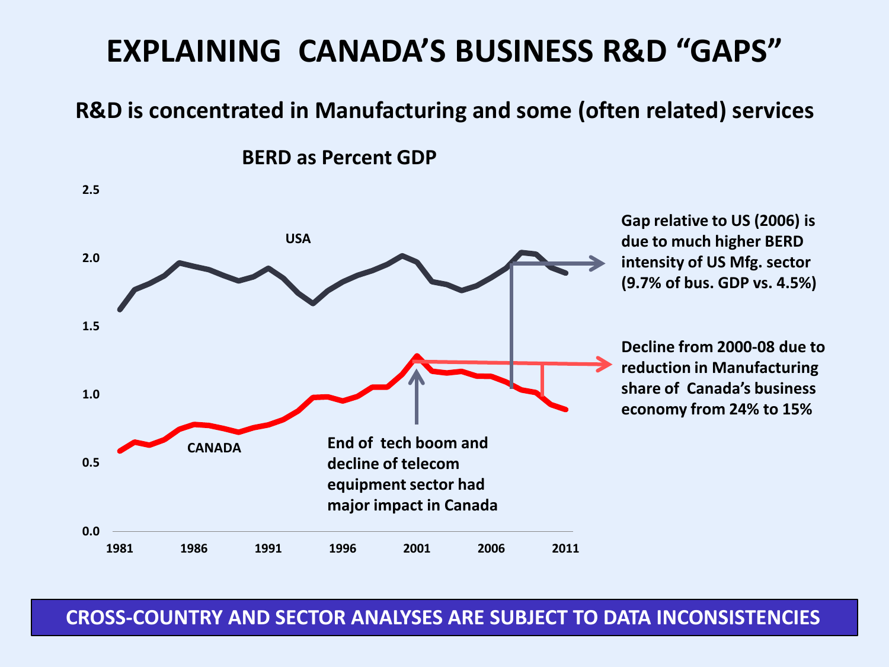# EXPLAINING CANADA'S BUSINESS R&D "GAPS"

## R&D is concentrated in Manufacturing and some (often related) services

**BERD as Percent GDP**

USA

CANADA

2.5
2.0
1.5
1.0
0.5
0.0

1981 1986 1991 1996 2001 2006 2011

**Gap relative to US (2006) is due to much higher BERD intensity of US Mfg. sector (9.7% of bus. GDP vs. 4.5%)**

**Decline from 2000-08 due to reduction in Manufacturing share of Canada's business economy from 24% to 15%**

**End of tech boom and decline of telecom equipment sector had major impact in Canada**

**CROSS-COUNTRY AND SECTOR ANALYSES ARE SUBJECT TO DATA INCONSISTENCIES**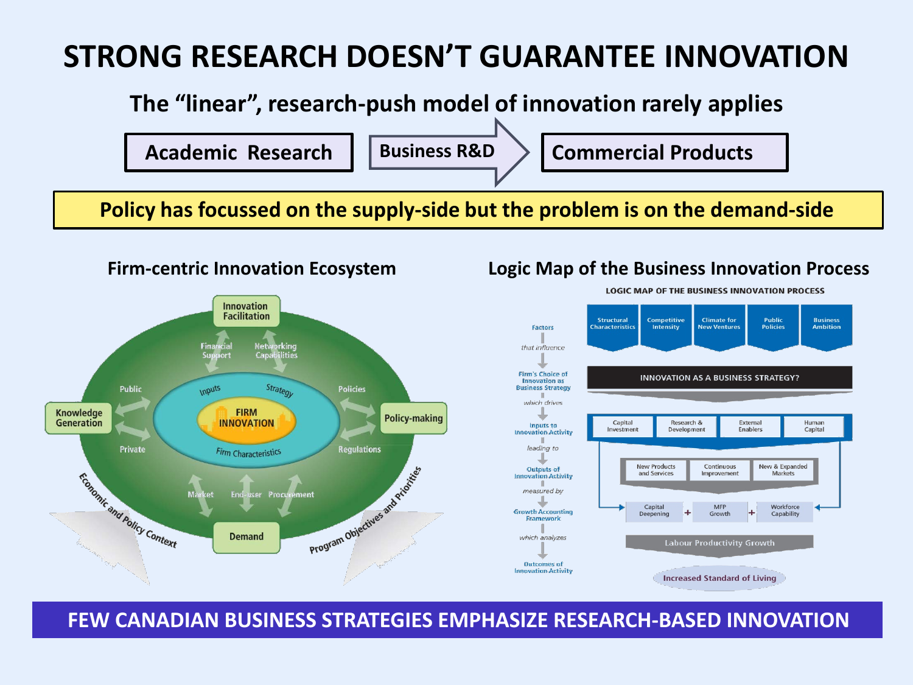# STRONG RESEARCH DOESN'T GUARANTEE INNOVATION

## The "linear", research-push model of innovation rarely applies

Academic Research → Business R&D → Commercial Products

**Policy has focussed on the supply-side but the problem is on the demand-side**

### Firm-centric Innovation Ecosystem

- Innovation Facilitation
- Financial Support
- Networking Capabilities
- Knowledge Generation
- Public
- Private
- Inputs
- Strategy
- FIRM INNOVATION
- Firm Characteristics
- Policies
- Regulations
- Policy-making
- Market
- End-user
- Procurement
- Demand
- Economic and Policy Context
- Program Objectives and Priorities

### Logic Map of the Business Innovation Process

LOGIC MAP OF THE BUSINESS INNOVATION PROCESS

- Factors *that influence* → Structural Characteristics; Competitive Intensity; Climate for New Ventures; Public Policies; Business Ambition
- Firm's Choice of Innovation as Business Strategy *which drives* → INNOVATION AS A BUSINESS STRATEGY?
- Inputs to Innovation Activity *leading to* → Capital Investment; Research & Development; External Enablers; Human Capital
- Outputs of Innovation Activity *measured by* → New Products and Services; Continuous Improvement; New & Expanded Markets
- Growth Accounting Framework *which analyzes* → Capital Deepening + MFP Growth + Workforce Capability → Labour Productivity Growth
- Outcomes of Innovation Activity → Increased Standard of Living

**FEW CANADIAN BUSINESS STRATEGIES EMPHASIZE RESEARCH-BASED INNOVATION**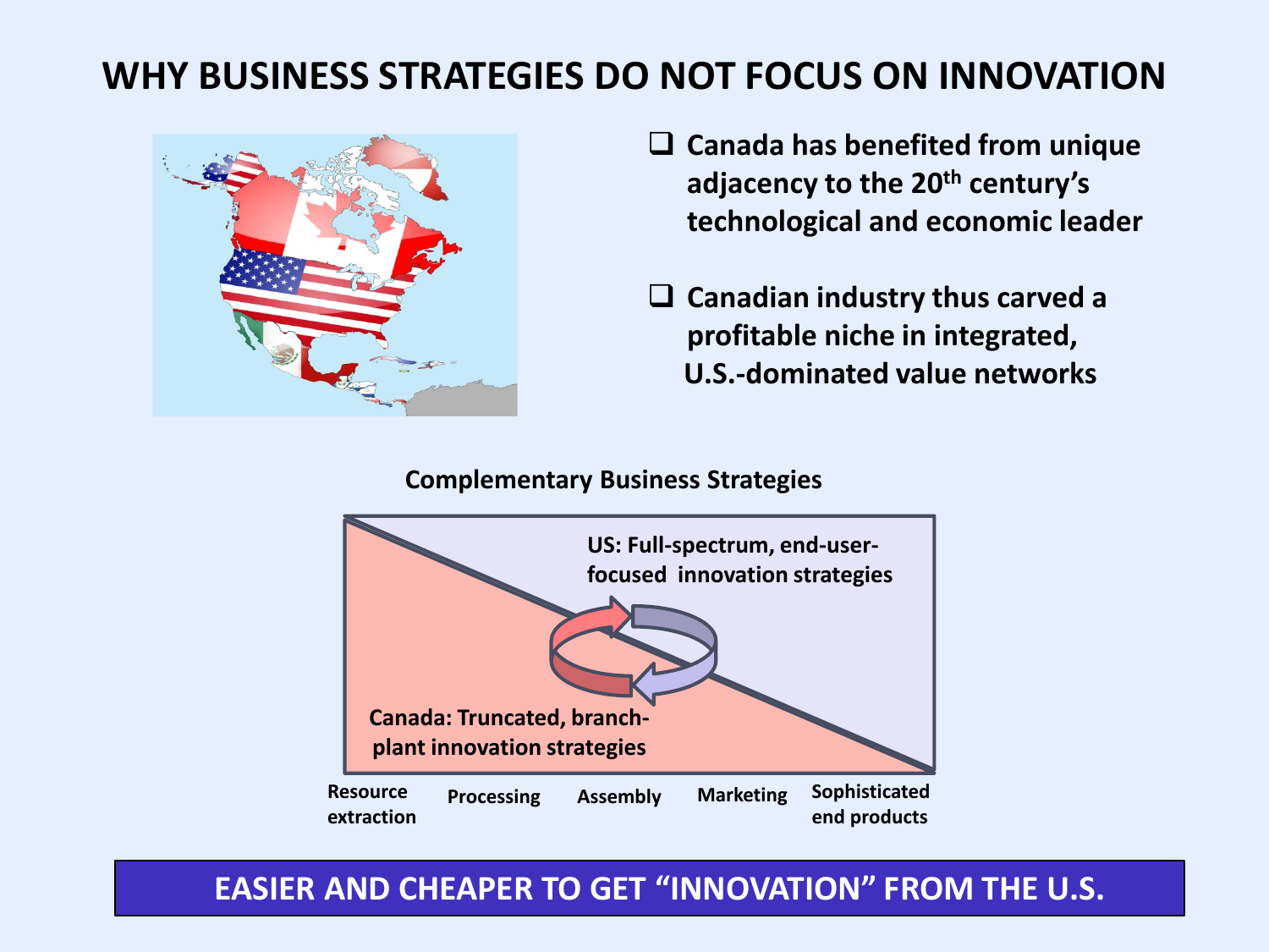# WHY BUSINESS STRATEGIES DO NOT FOCUS ON INNOVATION

- Canada has benefited from unique adjacency to the 20th century's technological and economic leader

- Canadian industry thus carved a profitable niche in integrated, U.S.-dominated value networks

**Complementary Business Strategies**

US: Full-spectrum, end-user-focused innovation strategies

Canada: Truncated, branch-plant innovation strategies

Resource extraction | Processing | Assembly | Marketing | Sophisticated end products

**EASIER AND CHEAPER TO GET "INNOVATION" FROM THE U.S.**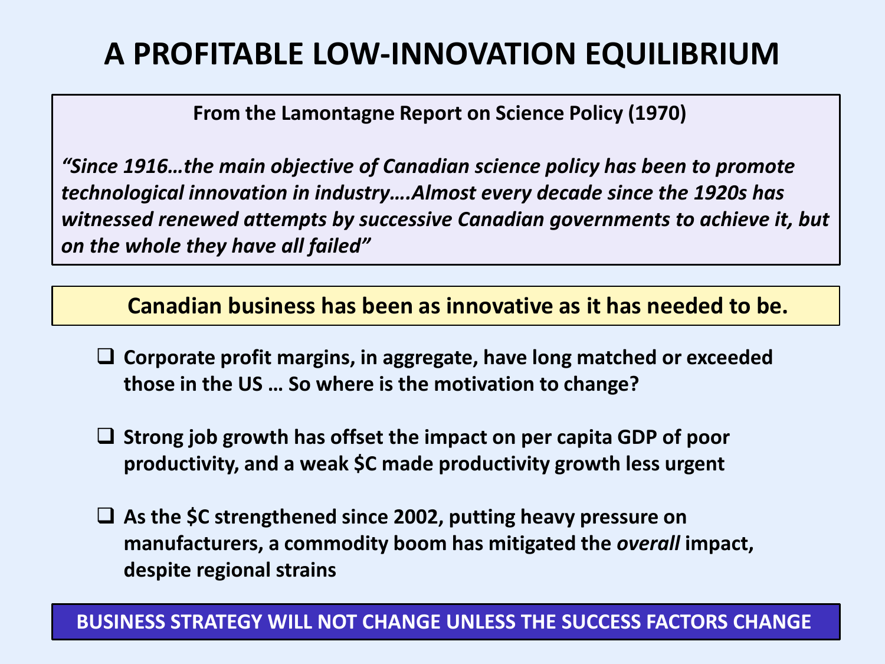# A PROFITABLE LOW-INNOVATION EQUILIBRIUM

**From the Lamontagne Report on Science Policy (1970)**

***"Since 1916…the main objective of Canadian science policy has been to promote technological innovation in industry….Almost every decade since the 1920s has witnessed renewed attempts by successive Canadian governments to achieve it, but on the whole they have all failed"***

**Canadian business has been as innovative as it has needed to be.**

- **Corporate profit margins, in aggregate, have long matched or exceeded those in the US … So where is the motivation to change?**
- **Strong job growth has offset the impact on per capita GDP of poor productivity, and a weak $C made productivity growth less urgent**
- **As the $C strengthened since 2002, putting heavy pressure on manufacturers, a commodity boom has mitigated the *overall* impact, despite regional strains**

**BUSINESS STRATEGY WILL NOT CHANGE UNLESS THE SUCCESS FACTORS CHANGE**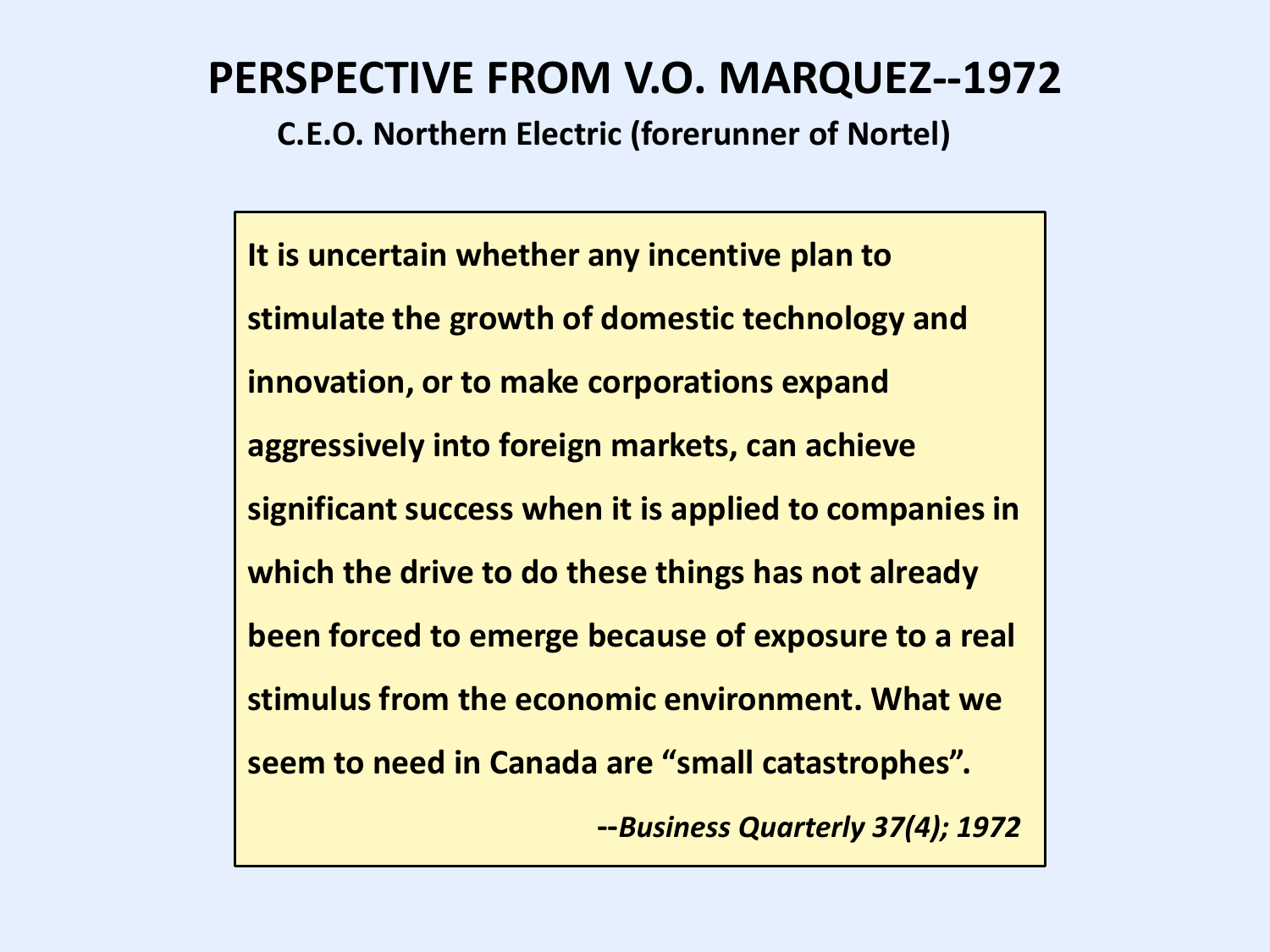# PERSPECTIVE FROM V.O. MARQUEZ--1972

**C.E.O. Northern Electric (forerunner of Nortel)**

**It is uncertain whether any incentive plan to stimulate the growth of domestic technology and innovation, or to make corporations expand aggressively into foreign markets, can achieve significant success when it is applied to companies in which the drive to do these things has not already been forced to emerge because of exposure to a real stimulus from the economic environment. What we seem to need in Canada are "small catastrophes".**

***--Business Quarterly 37(4); 1972***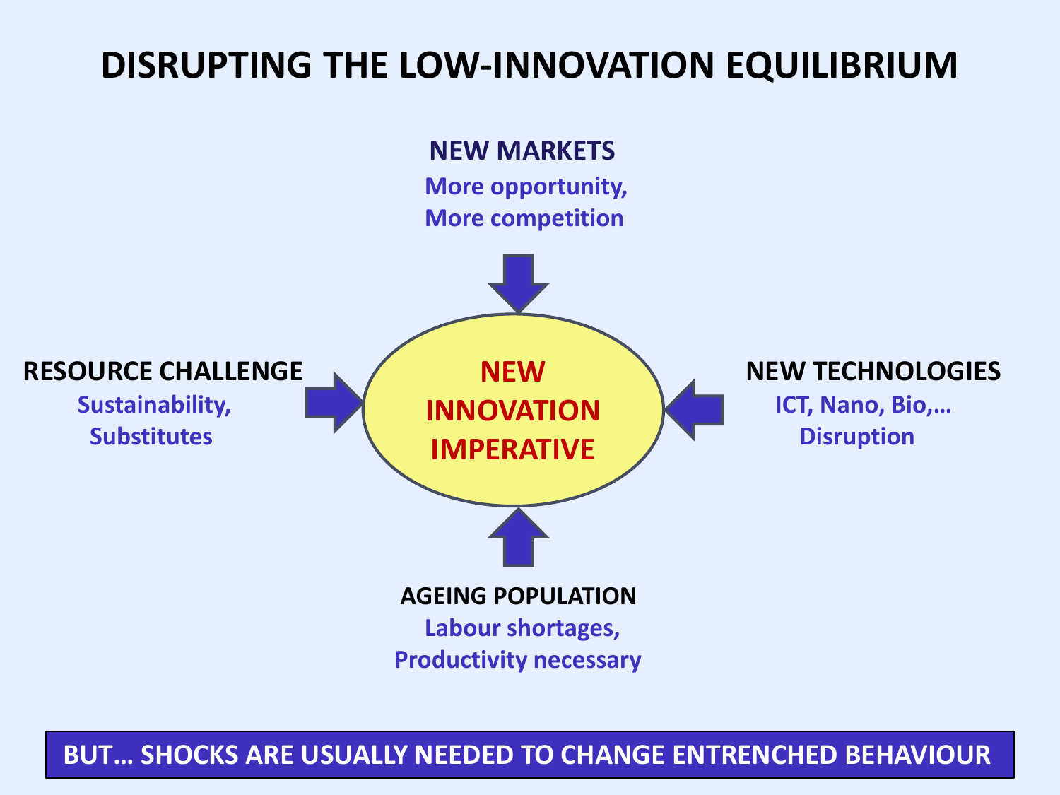# DISRUPTING THE LOW-INNOVATION EQUILIBRIUM

**NEW MARKETS**
More opportunity,
More competition

**RESOURCE CHALLENGE**
Sustainability,
Substitutes

**NEW INNOVATION IMPERATIVE**

**NEW TECHNOLOGIES**
ICT, Nano, Bio,…
Disruption

**AGEING POPULATION**
Labour shortages,
Productivity necessary

**BUT… SHOCKS ARE USUALLY NEEDED TO CHANGE ENTRENCHED BEHAVIOUR**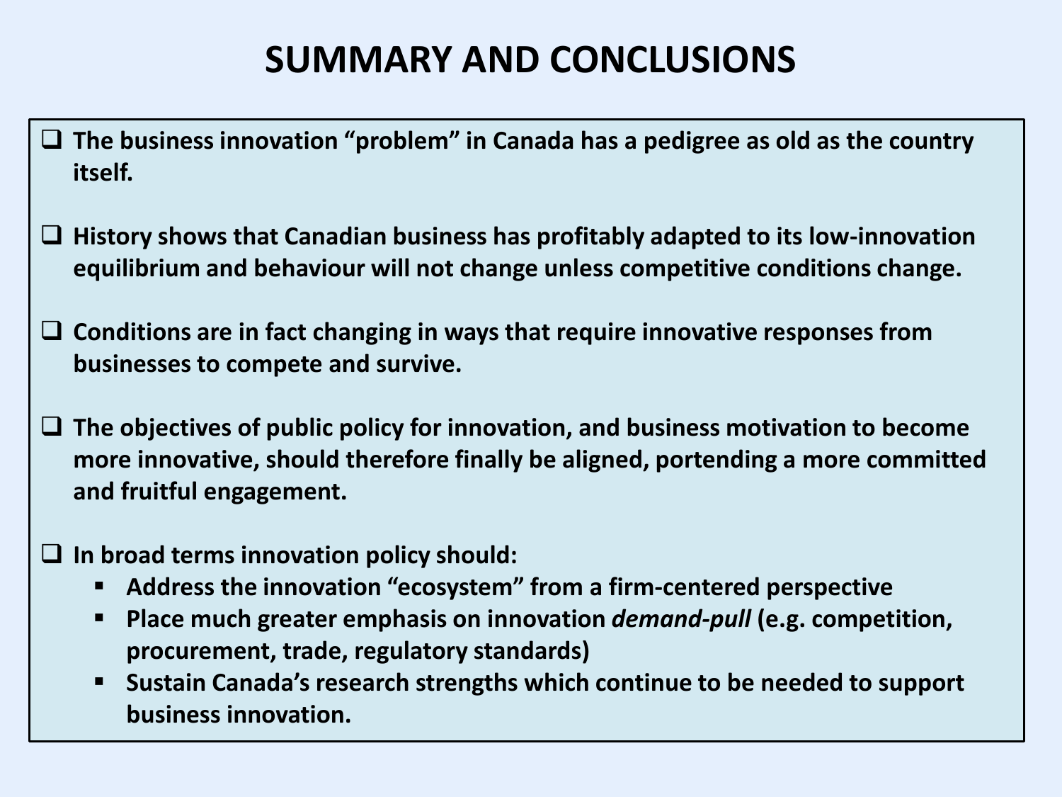# SUMMARY AND CONCLUSIONS

- **The business innovation "problem" in Canada has a pedigree as old as the country itself.**

- **History shows that Canadian business has profitably adapted to its low-innovation equilibrium and behaviour will not change unless competitive conditions change.**

- **Conditions are in fact changing in ways that require innovative responses from businesses to compete and survive.**

- **The objectives of public policy for innovation, and business motivation to become more innovative, should therefore finally be aligned, portending a more committed and fruitful engagement.**

- **In broad terms innovation policy should:**
  - **Address the innovation "ecosystem" from a firm-centered perspective**
  - **Place much greater emphasis on innovation *demand-pull* (e.g. competition, procurement, trade, regulatory standards)**
  - **Sustain Canada's research strengths which continue to be needed to support business innovation.**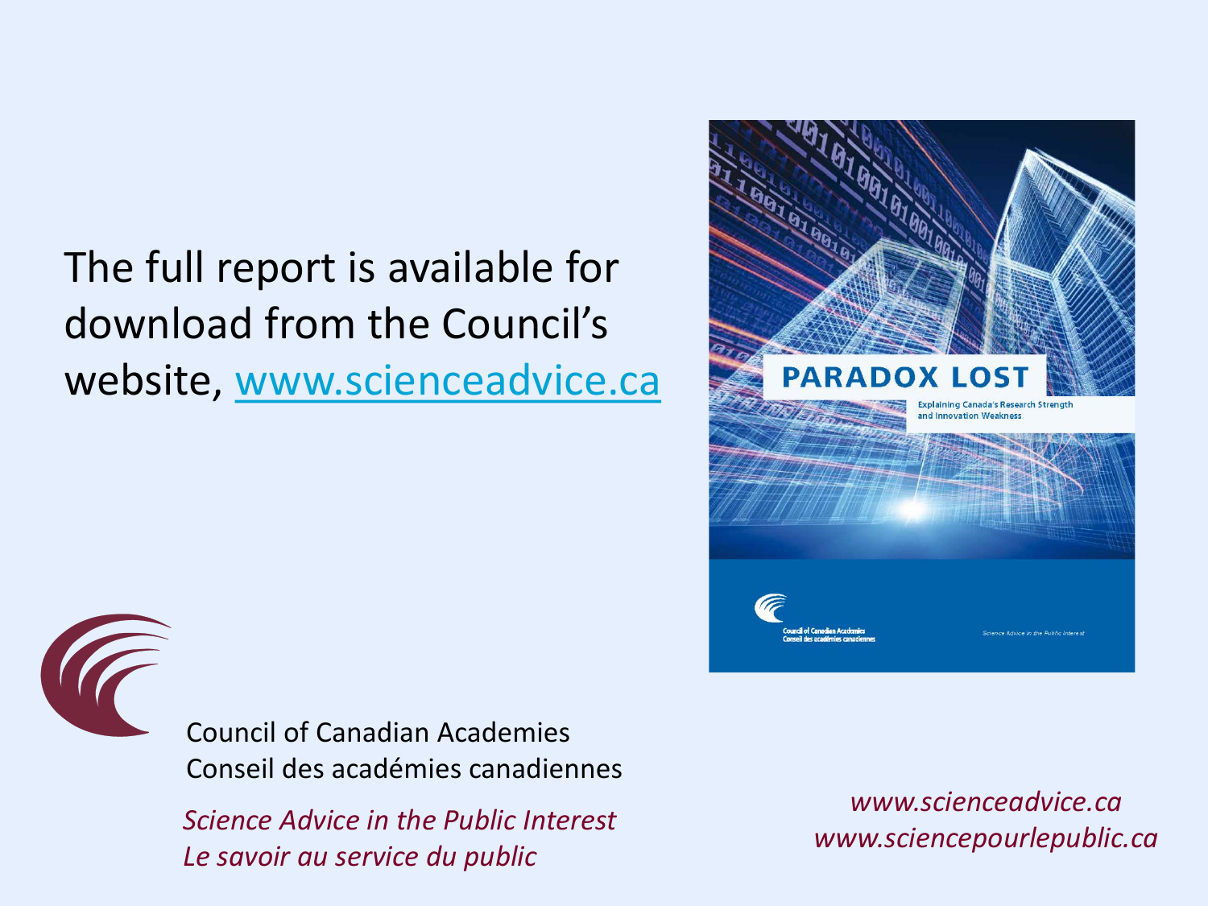The full report is available for download from the Council's website, www.scienceadvice.ca

Council of Canadian Academies
Conseil des académies canadiennes

*Science Advice in the Public Interest*
*Le savoir au service du public*

*www.scienceadvice.ca*
*www.sciencepourlepublic.ca*